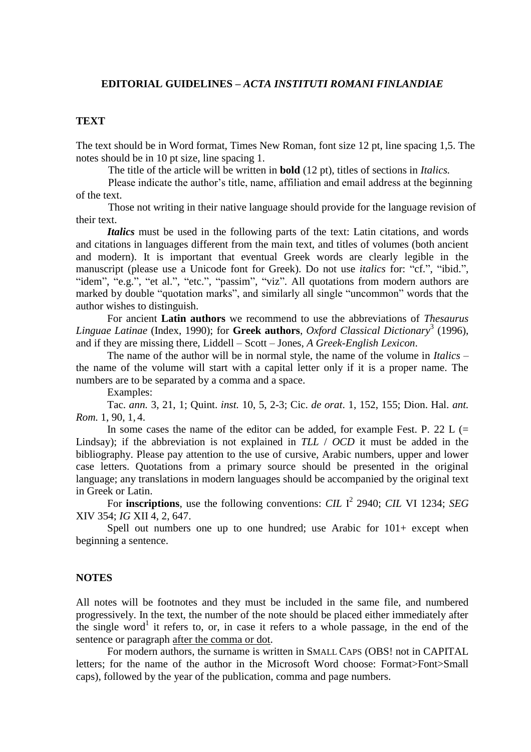# EDITORIAL GUIDELINES – *ACTA INSTITUTI ROMANI FINLANDIAE*

## TEXT

The text should be in Word format, Times New Roman, font size 12 pt, line spacing 1,5. The notes should be in 10 pt size, line spacing 1.

The title of the article will be written in **bold** (12 pt), titles of sections in *Italics.*

Please indicate the author's title, name, affiliation and email address at the beginning of the text.

Those not writing in their native language should provide for the language revision of their text.

***Italics*** must be used in the following parts of the text: Latin citations, and words and citations in languages different from the main text, and titles of volumes (both ancient and modern). It is important that eventual Greek words are clearly legible in the manuscript (please use a Unicode font for Greek). Do not use *italics* for: "cf.", "ibid.", "idem", "e.g.", "et al.", "etc.", "passim", "viz". All quotations from modern authors are marked by double "quotation marks", and similarly all single "uncommon" words that the author wishes to distinguish.

For ancient **Latin authors** we recommend to use the abbreviations of *Thesaurus Linguae Latinae* (Index, 1990); for **Greek authors**, *Oxford Classical Dictionary*[3] (1996), and if they are missing there, Liddell – Scott – Jones, *A Greek-English Lexicon*.

The name of the author will be in normal style, the name of the volume in *Italics* – the name of the volume will start with a capital letter only if it is a proper name. The numbers are to be separated by a comma and a space.

Examples:

Tac. *ann.* 3, 21, 1; Quint. *inst.* 10, 5, 2-3; Cic. *de orat*. 1, 152, 155; Dion. Hal. *ant. Rom.* 1, 90, 1, 4.

In some cases the name of the editor can be added, for example Fest. P. 22 L (= Lindsay); if the abbreviation is not explained in *TLL* / *OCD* it must be added in the bibliography. Please pay attention to the use of cursive, Arabic numbers, upper and lower case letters. Quotations from a primary source should be presented in the original language; any translations in modern languages should be accompanied by the original text in Greek or Latin.

For **inscriptions**, use the following conventions: *CIL* I[2] 2940; *CIL* VI 1234; *SEG* XIV 354; *IG* XII 4, 2, 647.

Spell out numbers one up to one hundred; use Arabic for 101+ except when beginning a sentence.

## NOTES

All notes will be footnotes and they must be included in the same file, and numbered progressively. In the text, the number of the note should be placed either immediately after the single word[1] it refers to, or, in case it refers to a whole passage, in the end of the sentence or paragraph <u>after the comma or dot</u>.

For modern authors, the surname is written in SMALL CAPS (OBS! not in CAPITAL letters; for the name of the author in the Microsoft Word choose: Format>Font>Small caps), followed by the year of the publication, comma and page numbers.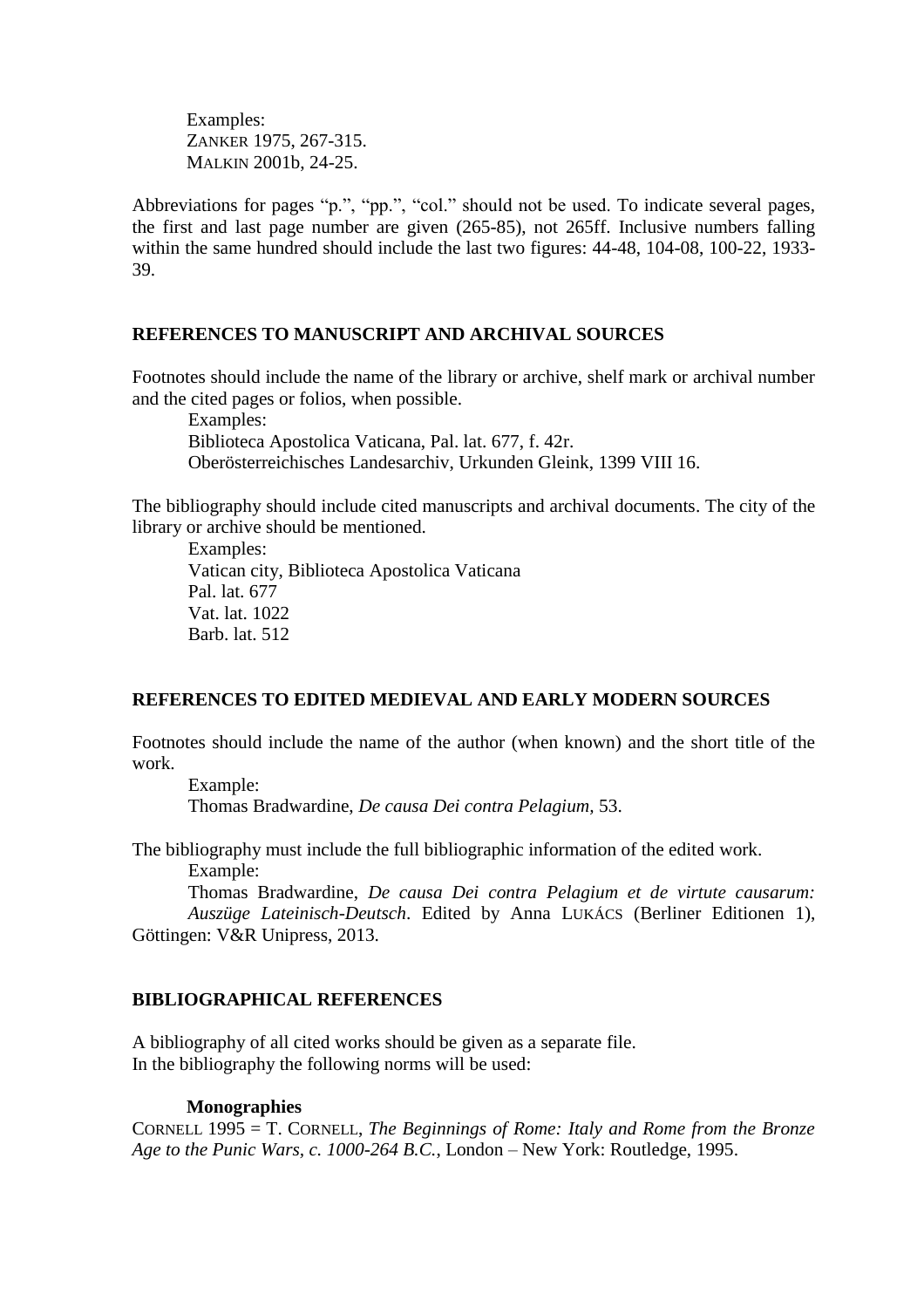Examples:
ZANKER 1975, 267-315.
MALKIN 2001b, 24-25.

Abbreviations for pages "p.", "pp.", "col." should not be used. To indicate several pages, the first and last page number are given (265-85), not 265ff. Inclusive numbers falling within the same hundred should include the last two figures: 44-48, 104-08, 100-22, 1933-39.

## REFERENCES TO MANUSCRIPT AND ARCHIVAL SOURCES

Footnotes should include the name of the library or archive, shelf mark or archival number and the cited pages or folios, when possible.

Examples:
Biblioteca Apostolica Vaticana, Pal. lat. 677, f. 42r.
Oberösterreichisches Landesarchiv, Urkunden Gleink, 1399 VIII 16.

The bibliography should include cited manuscripts and archival documents. The city of the library or archive should be mentioned.

Examples:
Vatican city, Biblioteca Apostolica Vaticana
Pal. lat. 677
Vat. lat. 1022
Barb. lat. 512

## REFERENCES TO EDITED MEDIEVAL AND EARLY MODERN SOURCES

Footnotes should include the name of the author (when known) and the short title of the work.

Example:
Thomas Bradwardine, *De causa Dei contra Pelagium*, 53.

The bibliography must include the full bibliographic information of the edited work.

Example:
Thomas Bradwardine, *De causa Dei contra Pelagium et de virtute causarum: Auszüge Lateinisch-Deutsch*. Edited by Anna LUKÁCS (Berliner Editionen 1), Göttingen: V&R Unipress, 2013.

## BIBLIOGRAPHICAL REFERENCES

A bibliography of all cited works should be given as a separate file.
In the bibliography the following norms will be used:

### Monographies

CORNELL 1995 = T. CORNELL, *The Beginnings of Rome: Italy and Rome from the Bronze Age to the Punic Wars, c. 1000-264 B.C.*, London – New York: Routledge, 1995.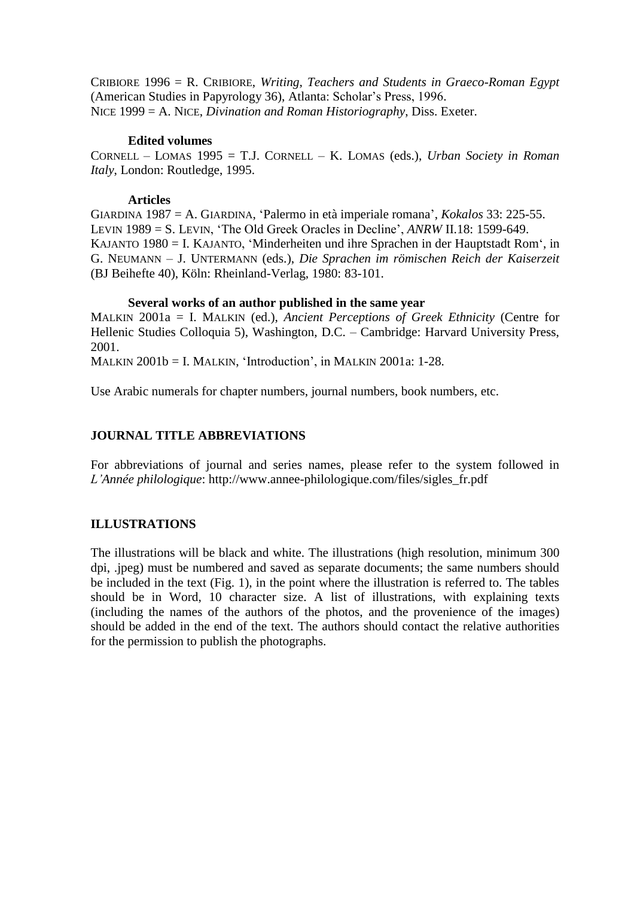CRIBIORE 1996 = R. CRIBIORE, *Writing, Teachers and Students in Graeco-Roman Egypt* (American Studies in Papyrology 36), Atlanta: Scholar's Press, 1996.
NICE 1999 = A. NICE, *Divination and Roman Historiography*, Diss. Exeter.

**Edited volumes**

CORNELL – LOMAS 1995 = T.J. CORNELL – K. LOMAS (eds.), *Urban Society in Roman Italy*, London: Routledge, 1995.

**Articles**

GIARDINA 1987 = A. GIARDINA, 'Palermo in età imperiale romana', *Kokalos* 33: 225-55.
LEVIN 1989 = S. LEVIN, 'The Old Greek Oracles in Decline', *ANRW* II.18: 1599-649.
KAJANTO 1980 = I. KAJANTO, 'Minderheiten und ihre Sprachen in der Hauptstadt Rom', in G. NEUMANN – J. UNTERMANN (eds.), *Die Sprachen im römischen Reich der Kaiserzeit* (BJ Beihefte 40), Köln: Rheinland-Verlag, 1980: 83-101.

**Several works of an author published in the same year**

MALKIN 2001a = I. MALKIN (ed.), *Ancient Perceptions of Greek Ethnicity* (Centre for Hellenic Studies Colloquia 5), Washington, D.C. – Cambridge: Harvard University Press, 2001.
MALKIN 2001b = I. MALKIN, 'Introduction', in MALKIN 2001a: 1-28.

Use Arabic numerals for chapter numbers, journal numbers, book numbers, etc.

## JOURNAL TITLE ABBREVIATIONS

For abbreviations of journal and series names, please refer to the system followed in *L'Année philologique*: http://www.annee-philologique.com/files/sigles_fr.pdf

## ILLUSTRATIONS

The illustrations will be black and white. The illustrations (high resolution, minimum 300 dpi, .jpeg) must be numbered and saved as separate documents; the same numbers should be included in the text (Fig. 1), in the point where the illustration is referred to. The tables should be in Word, 10 character size. A list of illustrations, with explaining texts (including the names of the authors of the photos, and the provenience of the images) should be added in the end of the text. The authors should contact the relative authorities for the permission to publish the photographs.